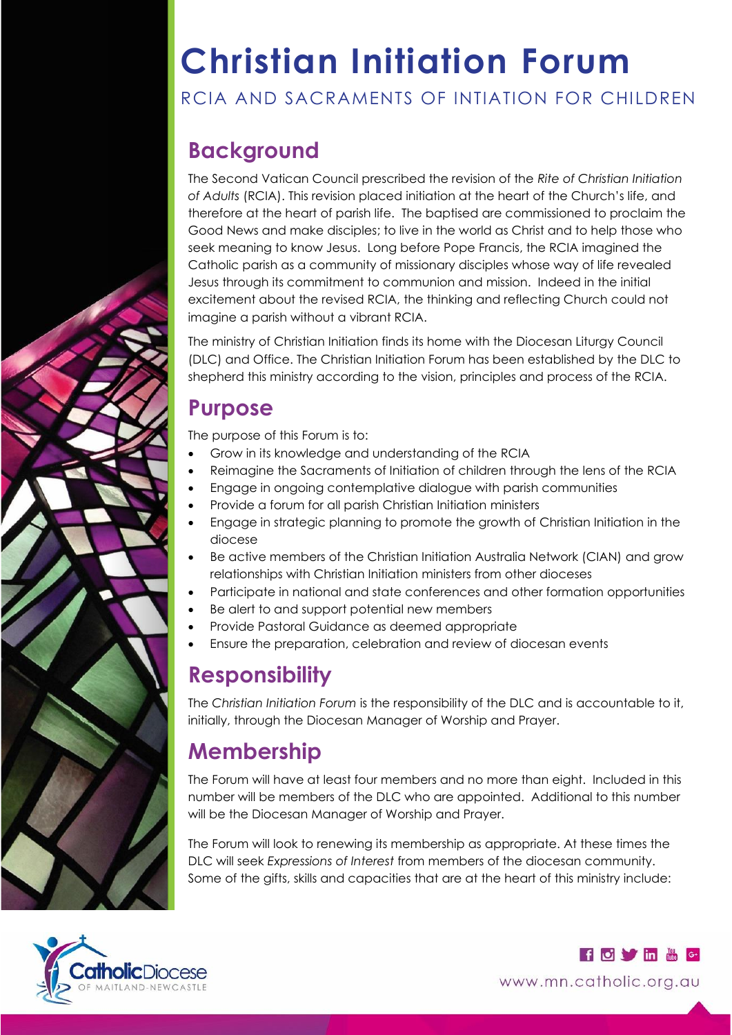# Christian Initiation Forum

RCIA AND SACRAMENTS OF INTIATION FOR CHILDREN

## Background

The Second Vatican Council prescribed the revision of the *Rite of Christian Initiation of Adults* (RCIA). This revision placed initiation at the heart of the Church's life, and therefore at the heart of parish life. The baptised are commissioned to proclaim the Good News and make disciples; to live in the world as Christ and to help those who seek meaning to know Jesus. Long before Pope Francis, the RCIA imagined the Catholic parish as a community of missionary disciples whose way of life revealed Jesus through its commitment to communion and mission. Indeed in the initial excitement about the revised RCIA, the thinking and reflecting Church could not imagine a parish without a vibrant RCIA.

The ministry of Christian Initiation finds its home with the Diocesan Liturgy Council (DLC) and Office. The Christian Initiation Forum has been established by the DLC to shepherd this ministry according to the vision, principles and process of the RCIA.

## Purpose

The purpose of this Forum is to:

- Grow in its knowledge and understanding of the RCIA
- Reimagine the Sacraments of Initiation of children through the lens of the RCIA
- Engage in ongoing contemplative dialogue with parish communities
- Provide a forum for all parish Christian Initiation ministers
- Engage in strategic planning to promote the growth of Christian Initiation in the diocese
- Be active members of the Christian Initiation Australia Network (CIAN) and grow relationships with Christian Initiation ministers from other dioceses
- Participate in national and state conferences and other formation opportunities
- Be alert to and support potential new members
- Provide Pastoral Guidance as deemed appropriate
- Ensure the preparation, celebration and review of diocesan events

## Responsibility

The *Christian Initiation Forum* is the responsibility of the DLC and is accountable to it, initially, through the Diocesan Manager of Worship and Prayer.

## Membership

The Forum will have at least four members and no more than eight. Included in this number will be members of the DLC who are appointed. Additional to this number will be the Diocesan Manager of Worship and Prayer.

The Forum will look to renewing its membership as appropriate. At these times the DLC will seek *Expressions of Interest* from members of the diocesan community. Some of the gifts, skills and capacities that are at the heart of this ministry include: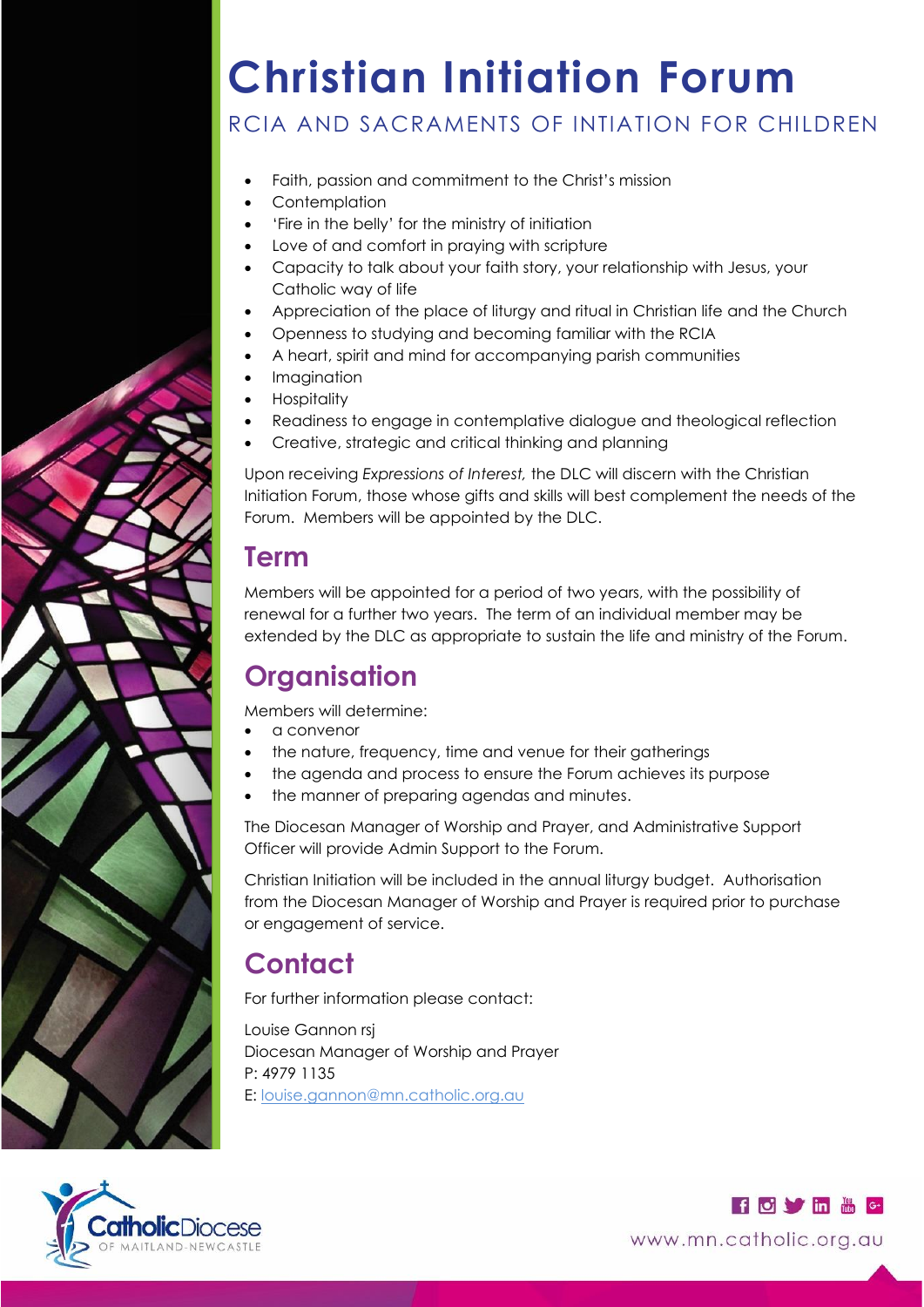# Christian Initiation Forum

## RCIA AND SACRAMENTS OF INTIATION FOR CHILDREN

- Faith, passion and commitment to the Christ's mission
- Contemplation
- 'Fire in the belly' for the ministry of initiation
- Love of and comfort in praying with scripture
- Capacity to talk about your faith story, your relationship with Jesus, your Catholic way of life
- Appreciation of the place of liturgy and ritual in Christian life and the Church
- Openness to studying and becoming familiar with the RCIA
- A heart, spirit and mind for accompanying parish communities
- Imagination
- Hospitality
- Readiness to engage in contemplative dialogue and theological reflection
- Creative, strategic and critical thinking and planning

Upon receiving *Expressions of Interest,* the DLC will discern with the Christian Initiation Forum, those whose gifts and skills will best complement the needs of the Forum. Members will be appointed by the DLC.

## Term

Members will be appointed for a period of two years, with the possibility of renewal for a further two years. The term of an individual member may be extended by the DLC as appropriate to sustain the life and ministry of the Forum.

## Organisation

Members will determine:

- a convenor
- the nature, frequency, time and venue for their gatherings
- the agenda and process to ensure the Forum achieves its purpose
- the manner of preparing agendas and minutes.

The Diocesan Manager of Worship and Prayer, and Administrative Support Officer will provide Admin Support to the Forum.

Christian Initiation will be included in the annual liturgy budget. Authorisation from the Diocesan Manager of Worship and Prayer is required prior to purchase or engagement of service.

## Contact

For further information please contact:

Louise Gannon rsj
Diocesan Manager of Worship and Prayer
P: 4979 1135
E: louise.gannon@mn.catholic.org.au

Catholic Diocese of Maitland-Newcastle

www.mn.catholic.org.au